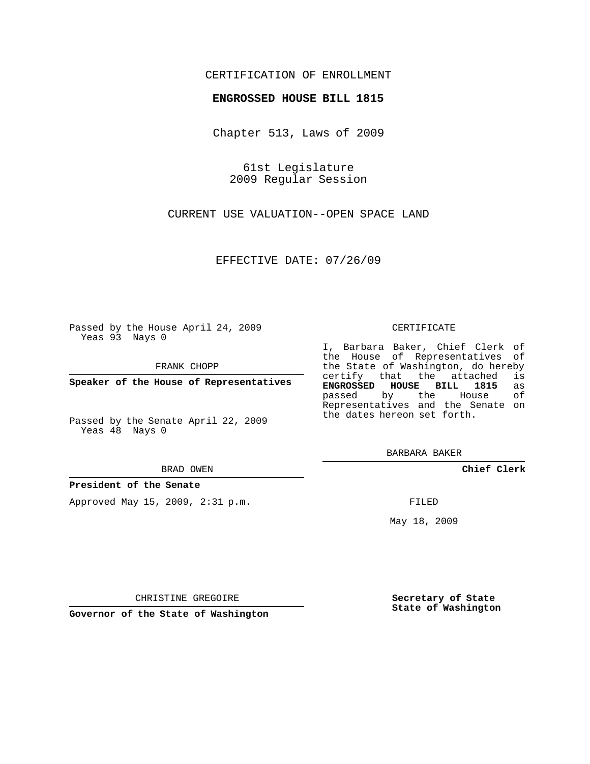CERTIFICATION OF ENROLLMENT

**ENGROSSED HOUSE BILL 1815**

Chapter 513, Laws of 2009

61st Legislature
2009 Regular Session

CURRENT USE VALUATION--OPEN SPACE LAND

EFFECTIVE DATE: 07/26/09

Passed by the House April 24, 2009
Yeas 93 Nays 0

FRANK CHOPP

**Speaker of the House of Representatives**

Passed by the Senate April 22, 2009
Yeas 48 Nays 0

BRAD OWEN

**President of the Senate**

Approved May 15, 2009, 2:31 p.m.

CHRISTINE GREGOIRE

**Governor of the State of Washington**

CERTIFICATE

I, Barbara Baker, Chief Clerk of the House of Representatives of the State of Washington, do hereby certify that the attached is **ENGROSSED HOUSE BILL 1815** as passed by the House of Representatives and the Senate on the dates hereon set forth.

BARBARA BAKER

**Chief Clerk**

FILED

May 18, 2009

**Secretary of State**
**State of Washington**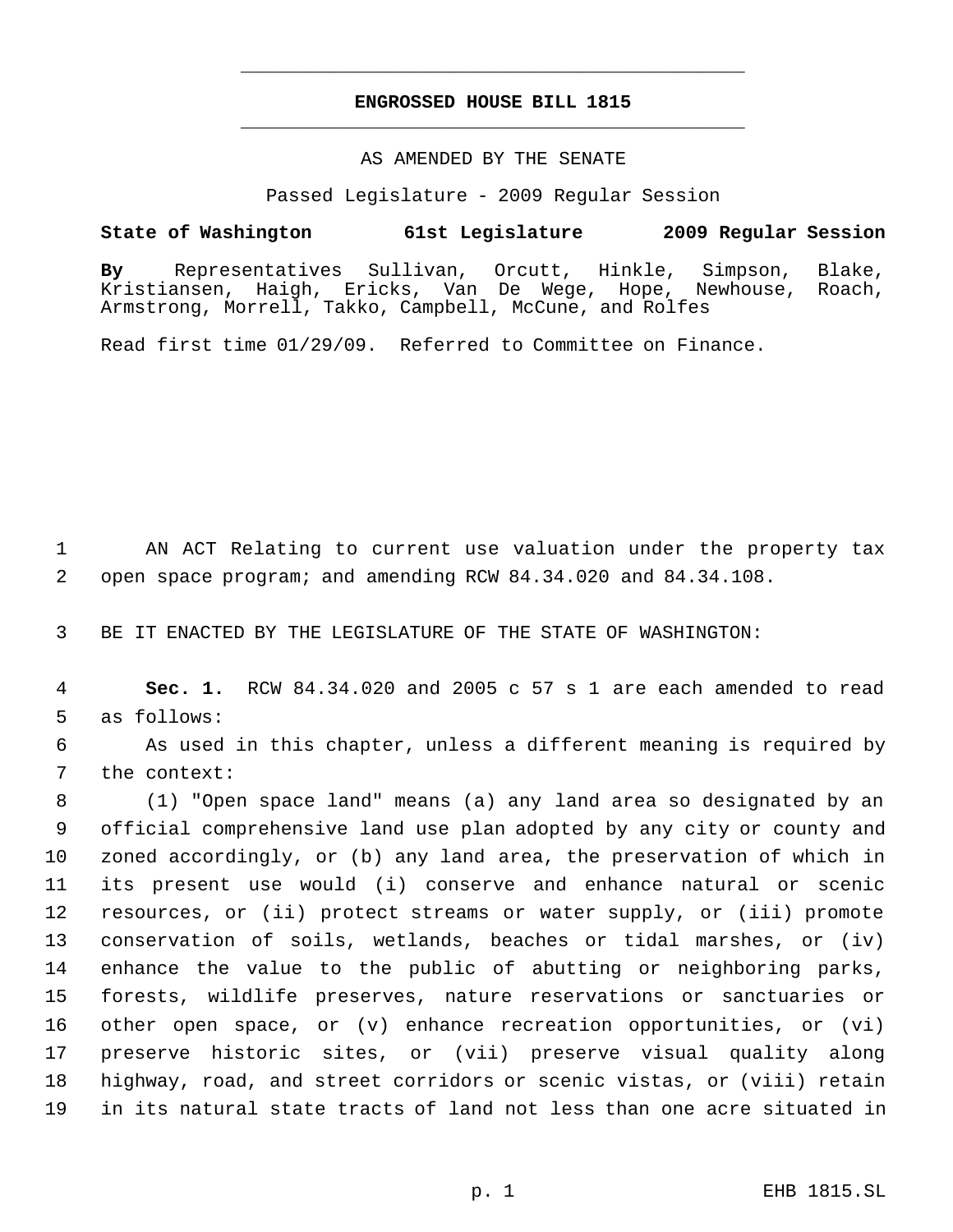# ENGROSSED HOUSE BILL 1815

AS AMENDED BY THE SENATE

Passed Legislature - 2009 Regular Session

**State of Washington 61st Legislature 2009 Regular Session**

**By** Representatives Sullivan, Orcutt, Hinkle, Simpson, Blake, Kristiansen, Haigh, Ericks, Van De Wege, Hope, Newhouse, Roach, Armstrong, Morrell, Takko, Campbell, McCune, and Rolfes

Read first time 01/29/09. Referred to Committee on Finance.

1 AN ACT Relating to current use valuation under the property tax
2 open space program; and amending RCW 84.34.020 and 84.34.108.

3 BE IT ENACTED BY THE LEGISLATURE OF THE STATE OF WASHINGTON:

4 **Sec. 1.** RCW 84.34.020 and 2005 c 57 s 1 are each amended to read
5 as follows:

6 As used in this chapter, unless a different meaning is required by
7 the context:

8 (1) "Open space land" means (a) any land area so designated by an
9 official comprehensive land use plan adopted by any city or county and
10 zoned accordingly, or (b) any land area, the preservation of which in
11 its present use would (i) conserve and enhance natural or scenic
12 resources, or (ii) protect streams or water supply, or (iii) promote
13 conservation of soils, wetlands, beaches or tidal marshes, or (iv)
14 enhance the value to the public of abutting or neighboring parks,
15 forests, wildlife preserves, nature reservations or sanctuaries or
16 other open space, or (v) enhance recreation opportunities, or (vi)
17 preserve historic sites, or (vii) preserve visual quality along
18 highway, road, and street corridors or scenic vistas, or (viii) retain
19 in its natural state tracts of land not less than one acre situated in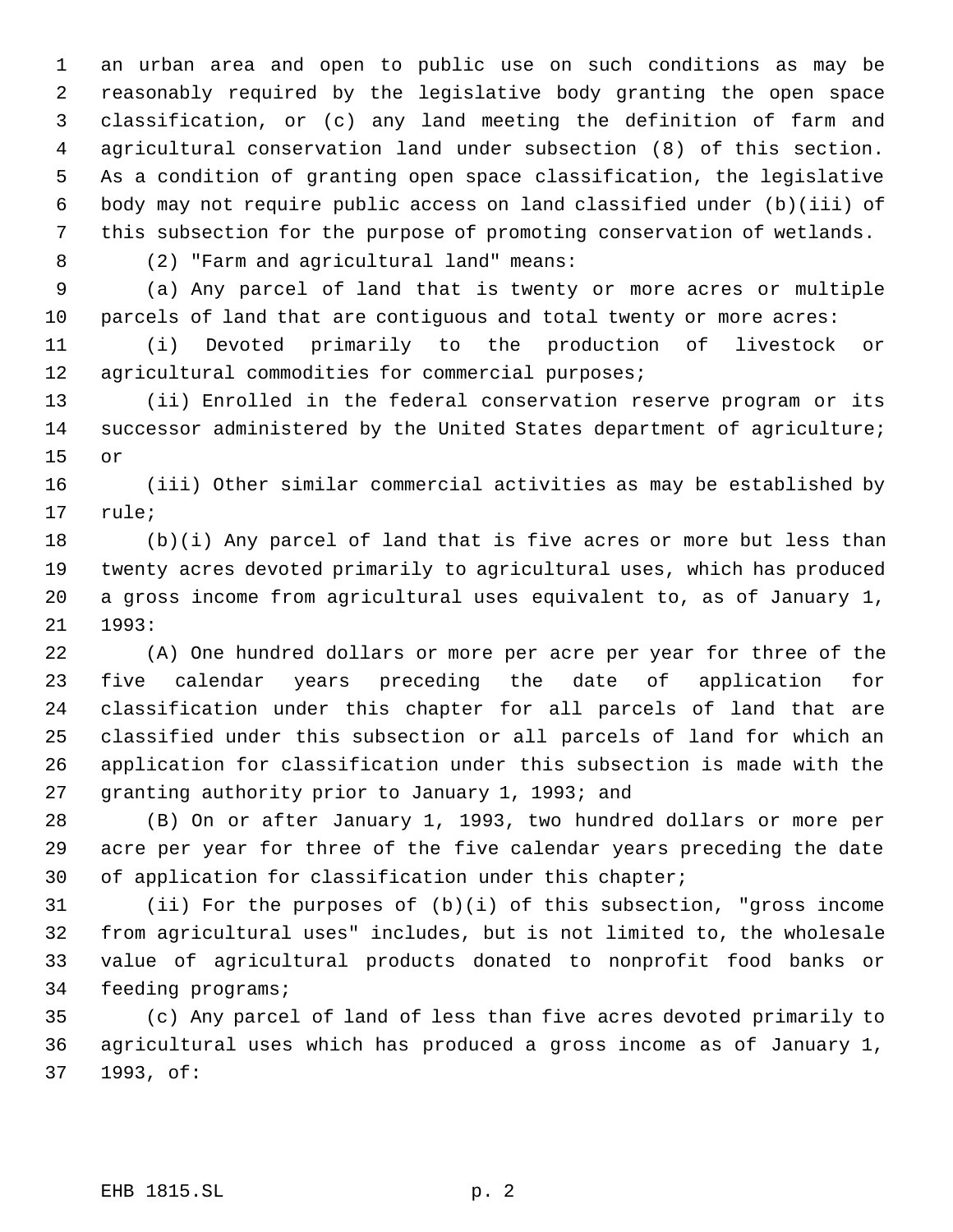an urban area and open to public use on such conditions as may be reasonably required by the legislative body granting the open space classification, or (c) any land meeting the definition of farm and agricultural conservation land under subsection (8) of this section. As a condition of granting open space classification, the legislative body may not require public access on land classified under (b)(iii) of this subsection for the purpose of promoting conservation of wetlands.

(2) "Farm and agricultural land" means:

(a) Any parcel of land that is twenty or more acres or multiple parcels of land that are contiguous and total twenty or more acres:

(i) Devoted primarily to the production of livestock or agricultural commodities for commercial purposes;

(ii) Enrolled in the federal conservation reserve program or its successor administered by the United States department of agriculture; or

(iii) Other similar commercial activities as may be established by rule;

(b)(i) Any parcel of land that is five acres or more but less than twenty acres devoted primarily to agricultural uses, which has produced a gross income from agricultural uses equivalent to, as of January 1, 1993:

(A) One hundred dollars or more per acre per year for three of the five calendar years preceding the date of application for classification under this chapter for all parcels of land that are classified under this subsection or all parcels of land for which an application for classification under this subsection is made with the granting authority prior to January 1, 1993; and

(B) On or after January 1, 1993, two hundred dollars or more per acre per year for three of the five calendar years preceding the date of application for classification under this chapter;

(ii) For the purposes of (b)(i) of this subsection, "gross income from agricultural uses" includes, but is not limited to, the wholesale value of agricultural products donated to nonprofit food banks or feeding programs;

(c) Any parcel of land of less than five acres devoted primarily to agricultural uses which has produced a gross income as of January 1, 1993, of: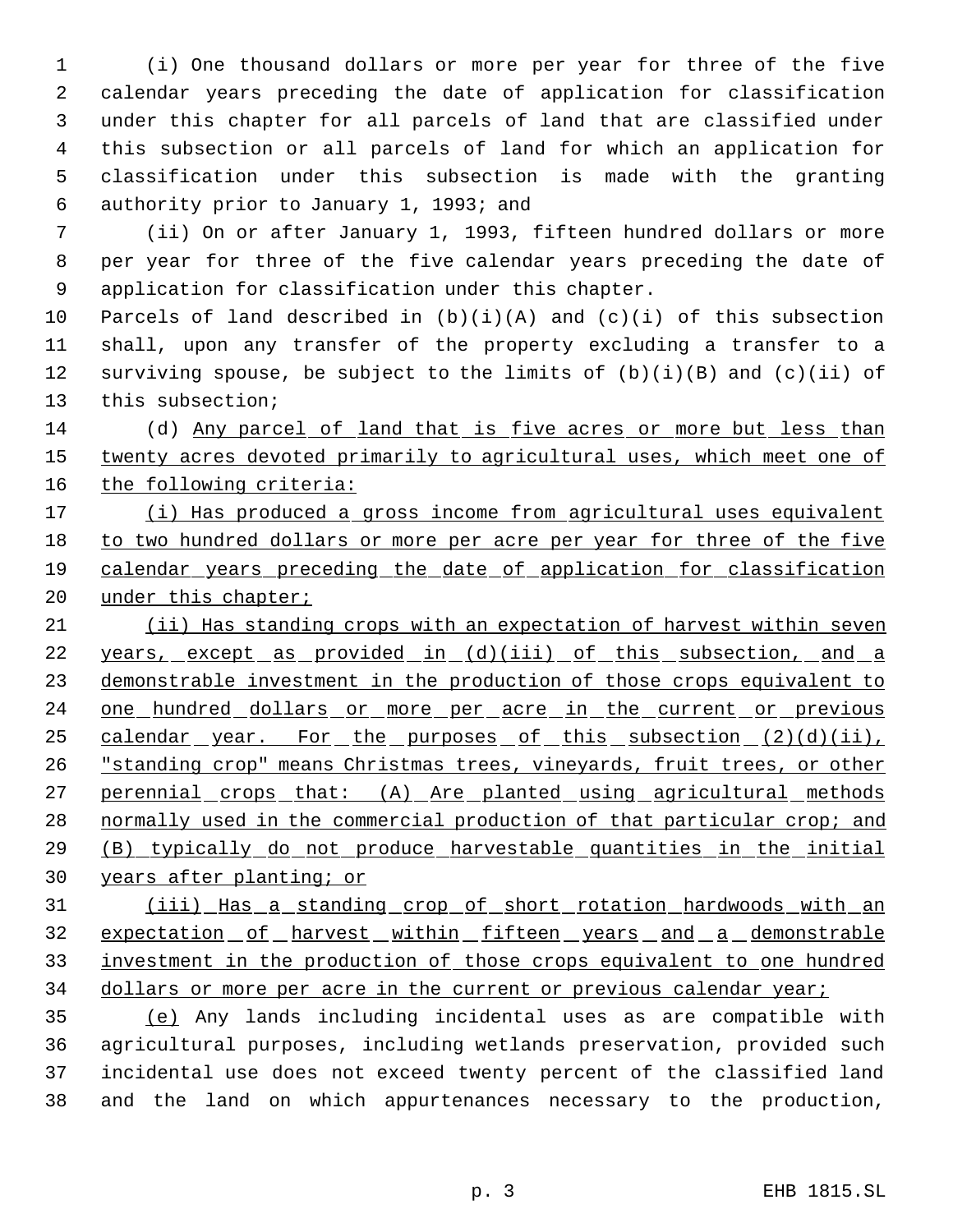(i) One thousand dollars or more per year for three of the five calendar years preceding the date of application for classification under this chapter for all parcels of land that are classified under this subsection or all parcels of land for which an application for classification under this subsection is made with the granting authority prior to January 1, 1993; and

(ii) On or after January 1, 1993, fifteen hundred dollars or more per year for three of the five calendar years preceding the date of application for classification under this chapter.

Parcels of land described in (b)(i)(A) and (c)(i) of this subsection shall, upon any transfer of the property excluding a transfer to a surviving spouse, be subject to the limits of (b)(i)(B) and (c)(ii) of this subsection;

(d) Any parcel of land that is five acres or more but less than twenty acres devoted primarily to agricultural uses, which meet one of the following criteria:

(i) Has produced a gross income from agricultural uses equivalent to two hundred dollars or more per acre per year for three of the five calendar years preceding the date of application for classification under this chapter;

(ii) Has standing crops with an expectation of harvest within seven years, except as provided in (d)(iii) of this subsection, and a demonstrable investment in the production of those crops equivalent to one hundred dollars or more per acre in the current or previous calendar year. For the purposes of this subsection (2)(d)(ii), "standing crop" means Christmas trees, vineyards, fruit trees, or other perennial crops that: (A) Are planted using agricultural methods normally used in the commercial production of that particular crop; and (B) typically do not produce harvestable quantities in the initial years after planting; or

(iii) Has a standing crop of short rotation hardwoods with an expectation of harvest within fifteen years and a demonstrable investment in the production of those crops equivalent to one hundred dollars or more per acre in the current or previous calendar year;

(e) Any lands including incidental uses as are compatible with agricultural purposes, including wetlands preservation, provided such incidental use does not exceed twenty percent of the classified land and the land on which appurtenances necessary to the production,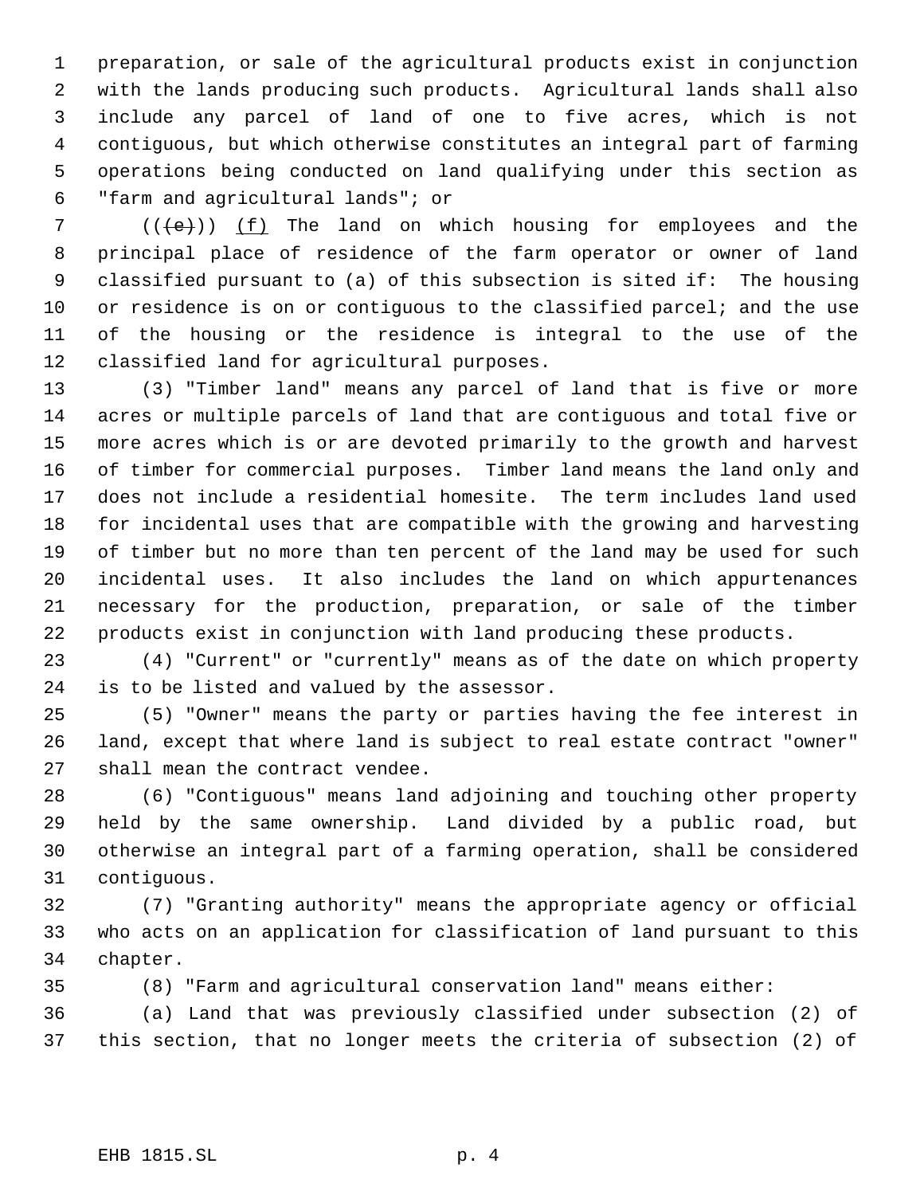preparation, or sale of the agricultural products exist in conjunction with the lands producing such products. Agricultural lands shall also include any parcel of land of one to five acres, which is not contiguous, but which otherwise constitutes an integral part of farming operations being conducted on land qualifying under this section as "farm and agricultural lands"; or

((~~(e)~~)) (f) The land on which housing for employees and the principal place of residence of the farm operator or owner of land classified pursuant to (a) of this subsection is sited if: The housing or residence is on or contiguous to the classified parcel; and the use of the housing or the residence is integral to the use of the classified land for agricultural purposes.

(3) "Timber land" means any parcel of land that is five or more acres or multiple parcels of land that are contiguous and total five or more acres which is or are devoted primarily to the growth and harvest of timber for commercial purposes. Timber land means the land only and does not include a residential homesite. The term includes land used for incidental uses that are compatible with the growing and harvesting of timber but no more than ten percent of the land may be used for such incidental uses. It also includes the land on which appurtenances necessary for the production, preparation, or sale of the timber products exist in conjunction with land producing these products.

(4) "Current" or "currently" means as of the date on which property is to be listed and valued by the assessor.

(5) "Owner" means the party or parties having the fee interest in land, except that where land is subject to real estate contract "owner" shall mean the contract vendee.

(6) "Contiguous" means land adjoining and touching other property held by the same ownership. Land divided by a public road, but otherwise an integral part of a farming operation, shall be considered contiguous.

(7) "Granting authority" means the appropriate agency or official who acts on an application for classification of land pursuant to this chapter.

(8) "Farm and agricultural conservation land" means either:

(a) Land that was previously classified under subsection (2) of this section, that no longer meets the criteria of subsection (2) of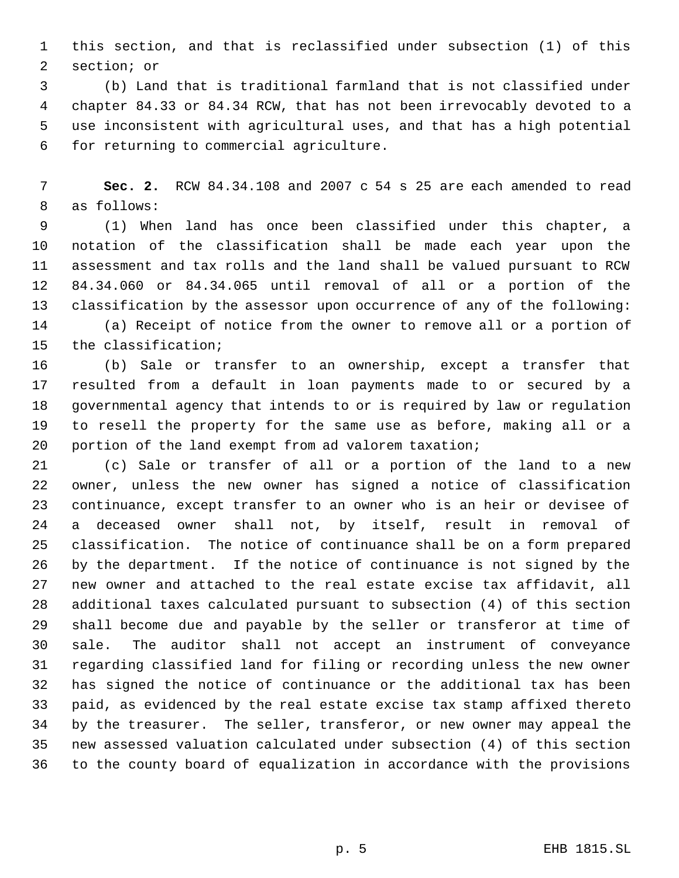this section, and that is reclassified under subsection (1) of this section; or

(b) Land that is traditional farmland that is not classified under chapter 84.33 or 84.34 RCW, that has not been irrevocably devoted to a use inconsistent with agricultural uses, and that has a high potential for returning to commercial agriculture.

**Sec. 2.** RCW 84.34.108 and 2007 c 54 s 25 are each amended to read as follows:

(1) When land has once been classified under this chapter, a notation of the classification shall be made each year upon the assessment and tax rolls and the land shall be valued pursuant to RCW 84.34.060 or 84.34.065 until removal of all or a portion of the classification by the assessor upon occurrence of any of the following:

(a) Receipt of notice from the owner to remove all or a portion of the classification;

(b) Sale or transfer to an ownership, except a transfer that resulted from a default in loan payments made to or secured by a governmental agency that intends to or is required by law or regulation to resell the property for the same use as before, making all or a portion of the land exempt from ad valorem taxation;

(c) Sale or transfer of all or a portion of the land to a new owner, unless the new owner has signed a notice of classification continuance, except transfer to an owner who is an heir or devisee of a deceased owner shall not, by itself, result in removal of classification. The notice of continuance shall be on a form prepared by the department. If the notice of continuance is not signed by the new owner and attached to the real estate excise tax affidavit, all additional taxes calculated pursuant to subsection (4) of this section shall become due and payable by the seller or transferor at time of sale. The auditor shall not accept an instrument of conveyance regarding classified land for filing or recording unless the new owner has signed the notice of continuance or the additional tax has been paid, as evidenced by the real estate excise tax stamp affixed thereto by the treasurer. The seller, transferor, or new owner may appeal the new assessed valuation calculated under subsection (4) of this section to the county board of equalization in accordance with the provisions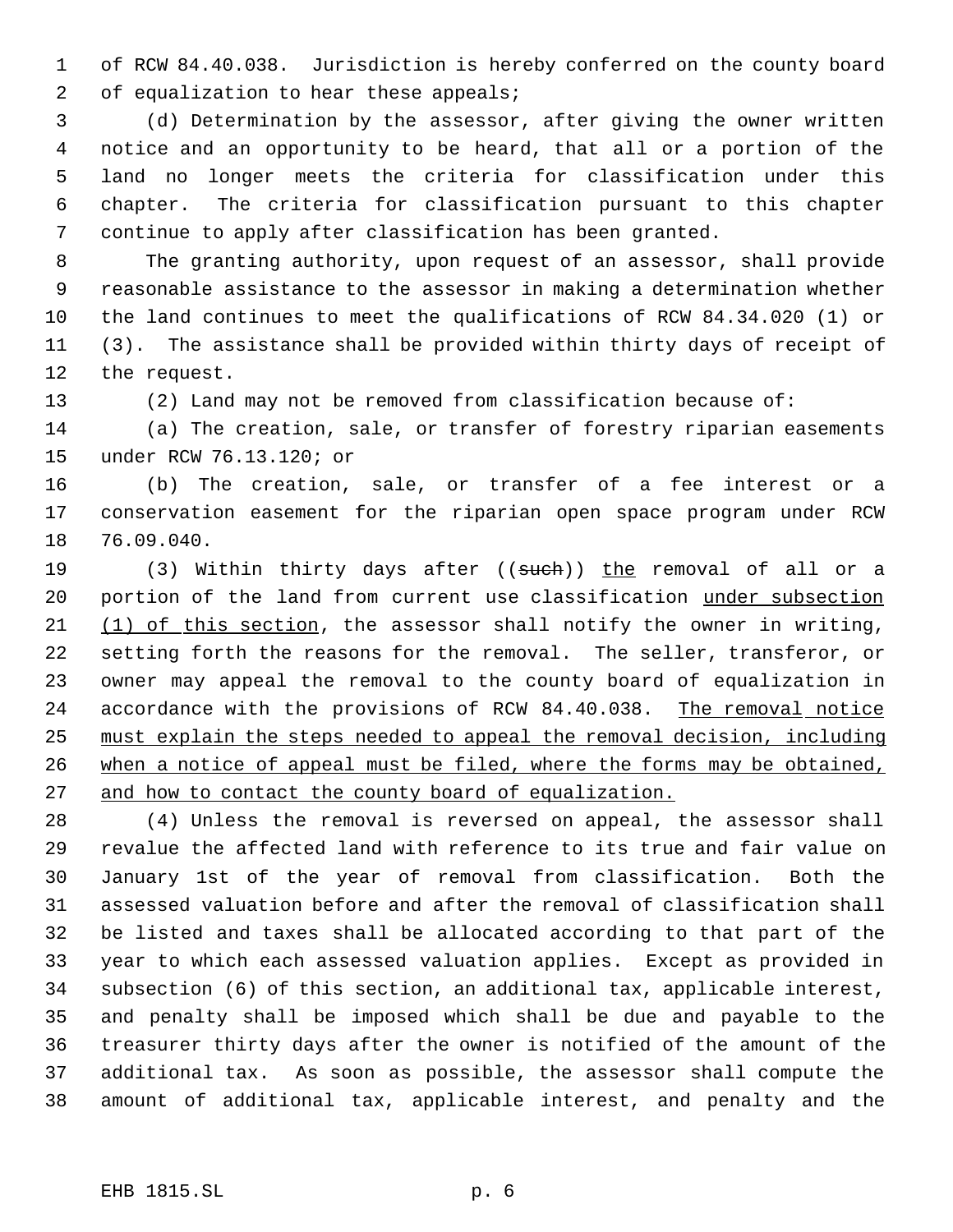of RCW 84.40.038. Jurisdiction is hereby conferred on the county board of equalization to hear these appeals;

(d) Determination by the assessor, after giving the owner written notice and an opportunity to be heard, that all or a portion of the land no longer meets the criteria for classification under this chapter. The criteria for classification pursuant to this chapter continue to apply after classification has been granted.

The granting authority, upon request of an assessor, shall provide reasonable assistance to the assessor in making a determination whether the land continues to meet the qualifications of RCW 84.34.020 (1) or (3). The assistance shall be provided within thirty days of receipt of the request.

(2) Land may not be removed from classification because of:

(a) The creation, sale, or transfer of forestry riparian easements under RCW 76.13.120; or

(b) The creation, sale, or transfer of a fee interest or a conservation easement for the riparian open space program under RCW 76.09.040.

(3) Within thirty days after ((~~such~~)) <u>the</u> removal of all or a portion of the land from current use classification <u>under subsection (1) of this section</u>, the assessor shall notify the owner in writing, setting forth the reasons for the removal. The seller, transferor, or owner may appeal the removal to the county board of equalization in accordance with the provisions of RCW 84.40.038. <u>The removal notice must explain the steps needed to appeal the removal decision, including when a notice of appeal must be filed, where the forms may be obtained, and how to contact the county board of equalization.</u>

(4) Unless the removal is reversed on appeal, the assessor shall revalue the affected land with reference to its true and fair value on January 1st of the year of removal from classification. Both the assessed valuation before and after the removal of classification shall be listed and taxes shall be allocated according to that part of the year to which each assessed valuation applies. Except as provided in subsection (6) of this section, an additional tax, applicable interest, and penalty shall be imposed which shall be due and payable to the treasurer thirty days after the owner is notified of the amount of the additional tax. As soon as possible, the assessor shall compute the amount of additional tax, applicable interest, and penalty and the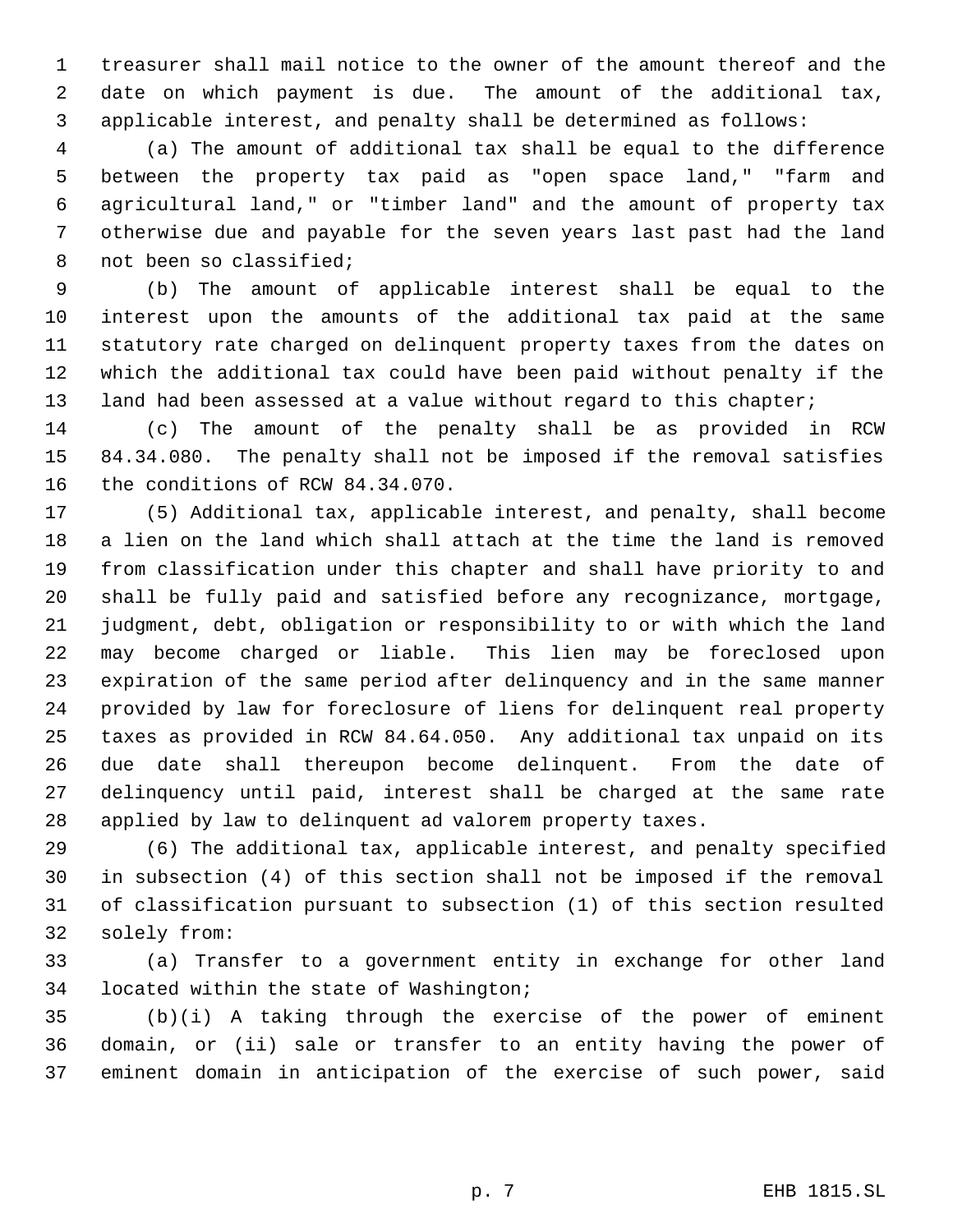treasurer shall mail notice to the owner of the amount thereof and the date on which payment is due. The amount of the additional tax, applicable interest, and penalty shall be determined as follows:

(a) The amount of additional tax shall be equal to the difference between the property tax paid as "open space land," "farm and agricultural land," or "timber land" and the amount of property tax otherwise due and payable for the seven years last past had the land not been so classified;

(b) The amount of applicable interest shall be equal to the interest upon the amounts of the additional tax paid at the same statutory rate charged on delinquent property taxes from the dates on which the additional tax could have been paid without penalty if the land had been assessed at a value without regard to this chapter;

(c) The amount of the penalty shall be as provided in RCW 84.34.080. The penalty shall not be imposed if the removal satisfies the conditions of RCW 84.34.070.

(5) Additional tax, applicable interest, and penalty, shall become a lien on the land which shall attach at the time the land is removed from classification under this chapter and shall have priority to and shall be fully paid and satisfied before any recognizance, mortgage, judgment, debt, obligation or responsibility to or with which the land may become charged or liable. This lien may be foreclosed upon expiration of the same period after delinquency and in the same manner provided by law for foreclosure of liens for delinquent real property taxes as provided in RCW 84.64.050. Any additional tax unpaid on its due date shall thereupon become delinquent. From the date of delinquency until paid, interest shall be charged at the same rate applied by law to delinquent ad valorem property taxes.

(6) The additional tax, applicable interest, and penalty specified in subsection (4) of this section shall not be imposed if the removal of classification pursuant to subsection (1) of this section resulted solely from:

(a) Transfer to a government entity in exchange for other land located within the state of Washington;

(b)(i) A taking through the exercise of the power of eminent domain, or (ii) sale or transfer to an entity having the power of eminent domain in anticipation of the exercise of such power, said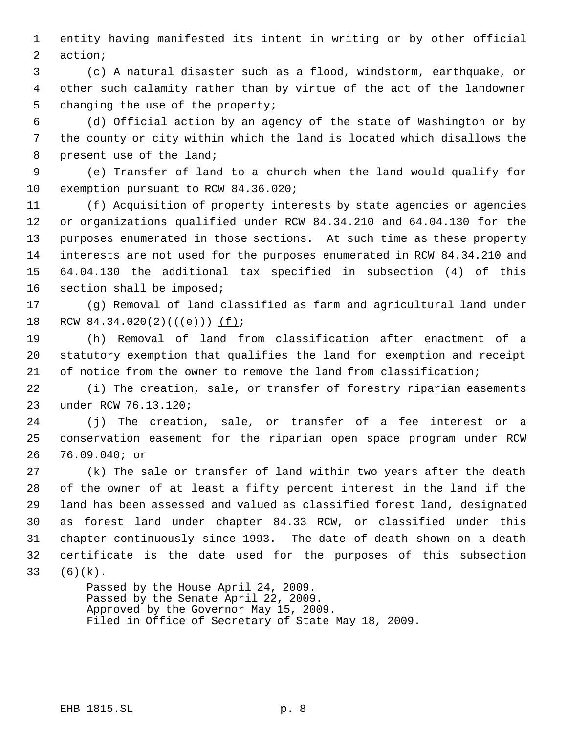entity having manifested its intent in writing or by other official action;

(c) A natural disaster such as a flood, windstorm, earthquake, or other such calamity rather than by virtue of the act of the landowner changing the use of the property;

(d) Official action by an agency of the state of Washington or by the county or city within which the land is located which disallows the present use of the land;

(e) Transfer of land to a church when the land would qualify for exemption pursuant to RCW 84.36.020;

(f) Acquisition of property interests by state agencies or agencies or organizations qualified under RCW 84.34.210 and 64.04.130 for the purposes enumerated in those sections. At such time as these property interests are not used for the purposes enumerated in RCW 84.34.210 and 64.04.130 the additional tax specified in subsection (4) of this section shall be imposed;

(g) Removal of land classified as farm and agricultural land under RCW 84.34.020(2)((~~(e)~~)) <u>(f)</u>;

(h) Removal of land from classification after enactment of a statutory exemption that qualifies the land for exemption and receipt of notice from the owner to remove the land from classification;

(i) The creation, sale, or transfer of forestry riparian easements under RCW 76.13.120;

(j) The creation, sale, or transfer of a fee interest or a conservation easement for the riparian open space program under RCW 76.09.040; or

(k) The sale or transfer of land within two years after the death of the owner of at least a fifty percent interest in the land if the land has been assessed and valued as classified forest land, designated as forest land under chapter 84.33 RCW, or classified under this chapter continuously since 1993. The date of death shown on a death certificate is the date used for the purposes of this subsection (6)(k).

Passed by the House April 24, 2009.
Passed by the Senate April 22, 2009.
Approved by the Governor May 15, 2009.
Filed in Office of Secretary of State May 18, 2009.